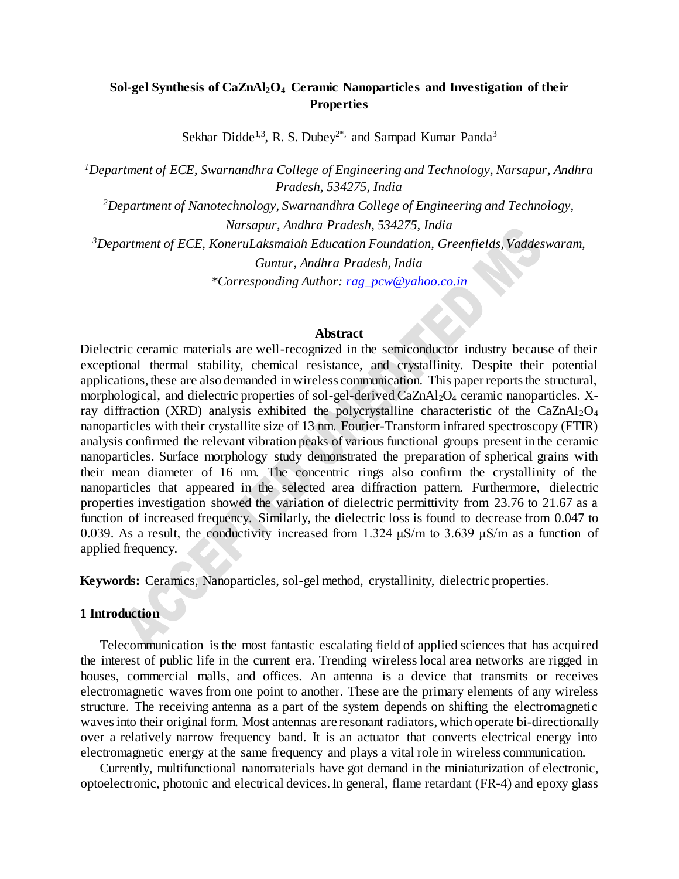# Sol-gel Synthesis of $CaZnAl_2O_4$ Ceramic Nanoparticles and Investigation of their Properties

Sekhar Didde[1,3], R. S. Dubey[2*,] and Sampad Kumar Panda[3]

[1]*Department of ECE, Swarnandhra College of Engineering and Technology, Narsapur, Andhra Pradesh, 534275, India*

[2]*Department of Nanotechnology, Swarnandhra College of Engineering and Technology, Narsapur, Andhra Pradesh, 534275, India*

[3]*Department of ECE, KoneruLaksmaiah Education Foundation, Greenfields, Vaddeswaram, Guntur, Andhra Pradesh, India*

*\*Corresponding Author: rag_pcw@yahoo.co.in*

## Abstract

Dielectric ceramic materials are well-recognized in the semiconductor industry because of their exceptional thermal stability, chemical resistance, and crystallinity. Despite their potential applications, these are also demanded in wireless communication. This paper reports the structural, morphological, and dielectric properties of sol-gel-derived $CaZnAl_2O_4$ ceramic nanoparticles. X-ray diffraction (XRD) analysis exhibited the polycrystalline characteristic of the $CaZnAl_2O_4$ nanoparticles with their crystallite size of 13 nm. Fourier-Transform infrared spectroscopy (FTIR) analysis confirmed the relevant vibration peaks of various functional groups present in the ceramic nanoparticles. Surface morphology study demonstrated the preparation of spherical grains with their mean diameter of 16 nm. The concentric rings also confirm the crystallinity of the nanoparticles that appeared in the selected area diffraction pattern. Furthermore, dielectric properties investigation showed the variation of dielectric permittivity from 23.76 to 21.67 as a function of increased frequency. Similarly, the dielectric loss is found to decrease from 0.047 to 0.039. As a result, the conductivity increased from 1.324 μS/m to 3.639 μS/m as a function of applied frequency.

**Keywords:** Ceramics, Nanoparticles, sol-gel method, crystallinity, dielectric properties.

## 1 Introduction

Telecommunication is the most fantastic escalating field of applied sciences that has acquired the interest of public life in the current era. Trending wireless local area networks are rigged in houses, commercial malls, and offices. An antenna is a device that transmits or receives electromagnetic waves from one point to another. These are the primary elements of any wireless structure. The receiving antenna as a part of the system depends on shifting the electromagnetic waves into their original form. Most antennas are resonant radiators, which operate bi-directionally over a relatively narrow frequency band. It is an actuator that converts electrical energy into electromagnetic energy at the same frequency and plays a vital role in wireless communication.

Currently, multifunctional nanomaterials have got demand in the miniaturization of electronic, optoelectronic, photonic and electrical devices. In general, flame retardant (FR-4) and epoxy glass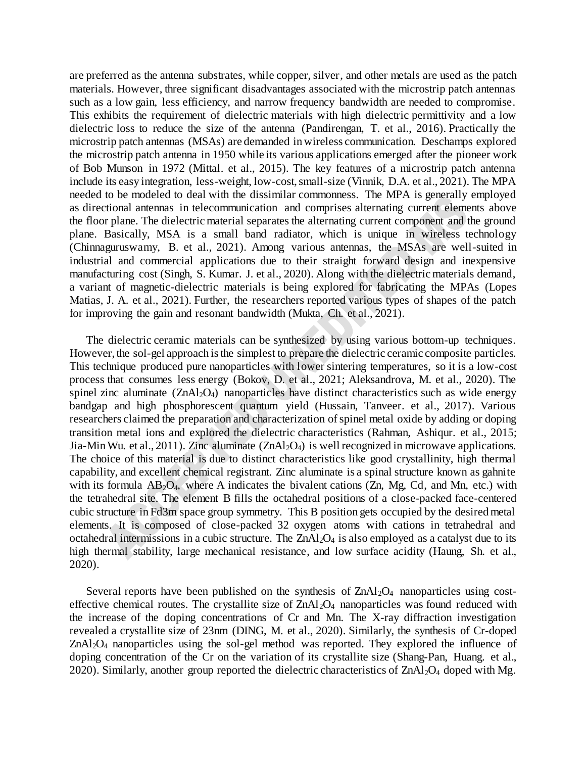are preferred as the antenna substrates, while copper, silver, and other metals are used as the patch materials. However, three significant disadvantages associated with the microstrip patch antennas such as a low gain, less efficiency, and narrow frequency bandwidth are needed to compromise. This exhibits the requirement of dielectric materials with high dielectric permittivity and a low dielectric loss to reduce the size of the antenna (Pandirengan, T. et al., 2016). Practically the microstrip patch antennas (MSAs) are demanded in wireless communication. Deschamps explored the microstrip patch antenna in 1950 while its various applications emerged after the pioneer work of Bob Munson in 1972 (Mittal. et al., 2015). The key features of a microstrip patch antenna include its easy integration, less-weight, low-cost, small-size (Vinnik, D.A. et al., 2021). The MPA needed to be modeled to deal with the dissimilar commonness. The MPA is generally employed as directional antennas in telecommunication and comprises alternating current elements above the floor plane. The dielectric material separates the alternating current component and the ground plane. Basically, MSA is a small band radiator, which is unique in wireless technology (Chinnaguruswamy, B. et al., 2021). Among various antennas, the MSAs are well-suited in industrial and commercial applications due to their straight forward design and inexpensive manufacturing cost (Singh, S. Kumar. J. et al., 2020). Along with the dielectric materials demand, a variant of magnetic-dielectric materials is being explored for fabricating the MPAs (Lopes Matias, J. A. et al., 2021). Further, the researchers reported various types of shapes of the patch for improving the gain and resonant bandwidth (Mukta, Ch. et al., 2021).

The dielectric ceramic materials can be synthesized by using various bottom-up techniques. However, the sol-gel approach is the simplest to prepare the dielectric ceramic composite particles. This technique produced pure nanoparticles with lower sintering temperatures, so it is a low-cost process that consumes less energy (Bokov, D. et al., 2021; Aleksandrova, M. et al., 2020). The spinel zinc aluminate ($ZnAl_2O_4$) nanoparticles have distinct characteristics such as wide energy bandgap and high phosphorescent quantum yield (Hussain, Tanveer. et al., 2017). Various researchers claimed the preparation and characterization of spinel metal oxide by adding or doping transition metal ions and explored the dielectric characteristics (Rahman, Ashiqur. et al., 2015; Jia-Min Wu. et al., 2011). Zinc aluminate ($ZnAl_2O_4$) is well recognized in microwave applications. The choice of this material is due to distinct characteristics like good crystallinity, high thermal capability, and excellent chemical registrant. Zinc aluminate is a spinal structure known as gahnite with its formula $AB_2O_4$, where A indicates the bivalent cations (Zn, Mg, Cd, and Mn, etc.) with the tetrahedral site. The element B fills the octahedral positions of a close-packed face-centered cubic structure in Fd3m space group symmetry. This B position gets occupied by the desired metal elements. It is composed of close-packed 32 oxygen atoms with cations in tetrahedral and octahedral intermissions in a cubic structure. The $ZnAl_2O_4$ is also employed as a catalyst due to its high thermal stability, large mechanical resistance, and low surface acidity (Haung, Sh. et al., 2020).

Several reports have been published on the synthesis of $ZnAl_2O_4$ nanoparticles using cost-effective chemical routes. The crystallite size of $ZnAl_2O_4$ nanoparticles was found reduced with the increase of the doping concentrations of Cr and Mn. The X-ray diffraction investigation revealed a crystallite size of 23nm (DING, M. et al., 2020). Similarly, the synthesis of Cr-doped $ZnAl_2O_4$ nanoparticles using the sol-gel method was reported. They explored the influence of doping concentration of the Cr on the variation of its crystallite size (Shang-Pan, Huang. et al., 2020). Similarly, another group reported the dielectric characteristics of $ZnAl_2O_4$ doped with Mg.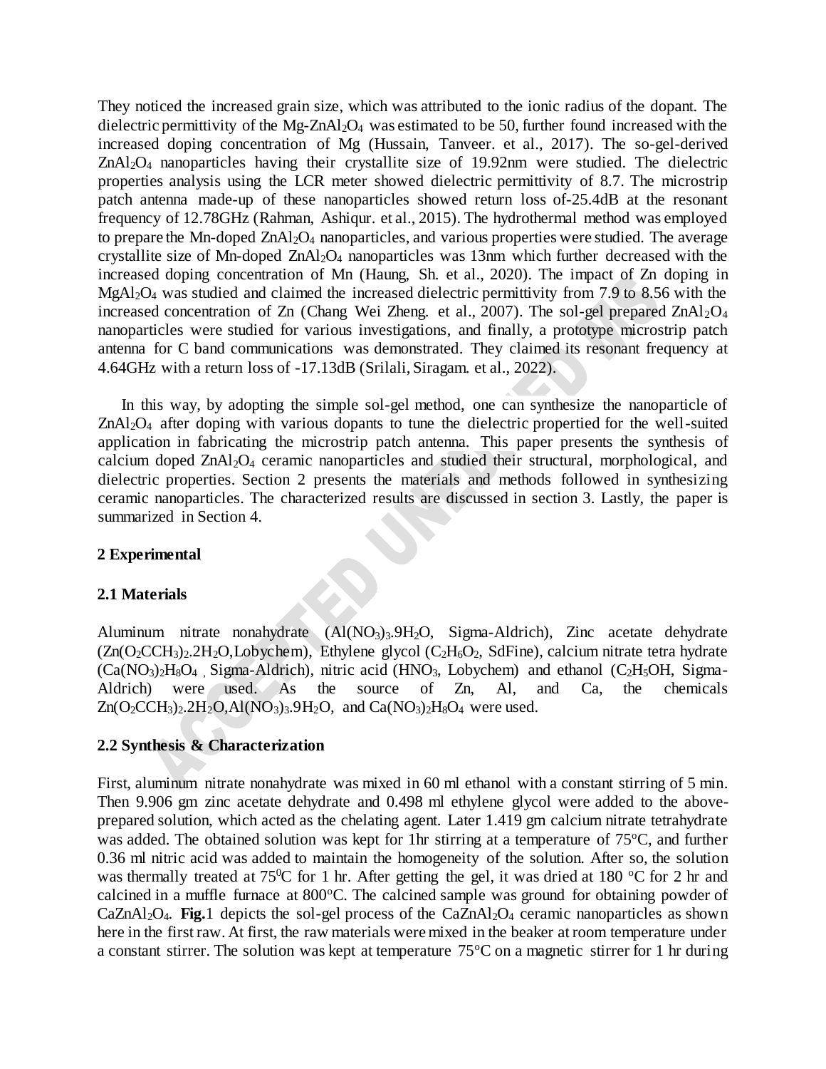They noticed the increased grain size, which was attributed to the ionic radius of the dopant. The dielectric permittivity of the Mg-$ZnAl_2O_4$ was estimated to be 50, further found increased with the increased doping concentration of Mg (Hussain, Tanveer. et al., 2017). The sol-gel-derived $ZnAl_2O_4$ nanoparticles having their crystallite size of 19.92nm were studied. The dielectric properties analysis using the LCR meter showed dielectric permittivity of 8.7. The microstrip patch antenna made-up of these nanoparticles showed return loss of-25.4dB at the resonant frequency of 12.78GHz (Rahman, Ashiqur. et al., 2015). The hydrothermal method was employed to prepare the Mn-doped $ZnAl_2O_4$ nanoparticles, and various properties were studied. The average crystallite size of Mn-doped $ZnAl_2O_4$ nanoparticles was 13nm which further decreased with the increased doping concentration of Mn (Haung, Sh. et al., 2020). The impact of Zn doping in $MgAl_2O_4$ was studied and claimed the increased dielectric permittivity from 7.9 to 8.56 with the increased concentration of Zn (Chang Wei Zheng. et al., 2007). The sol-gel prepared $ZnAl_2O_4$ nanoparticles were studied for various investigations, and finally, a prototype microstrip patch antenna for C band communications was demonstrated. They claimed its resonant frequency at 4.64GHz with a return loss of -17.13dB (Srilali, Siragam. et al., 2022).

In this way, by adopting the simple sol-gel method, one can synthesize the nanoparticle of $ZnAl_2O_4$ after doping with various dopants to tune the dielectric propertied for the well-suited application in fabricating the microstrip patch antenna. This paper presents the synthesis of calcium doped $ZnAl_2O_4$ ceramic nanoparticles and studied their structural, morphological, and dielectric properties. Section 2 presents the materials and methods followed in synthesizing ceramic nanoparticles. The characterized results are discussed in section 3. Lastly, the paper is summarized in Section 4.

## 2 Experimental

### 2.1 Materials

Aluminum nitrate nonahydrate ($Al(NO_3)_3.9H_2O$, Sigma-Aldrich), Zinc acetate dehydrate ($(Zn(O_2CCH_3)_2.2H_2O$,Lobychem), Ethylene glycol ($C_2H_6O_2$, SdFine), calcium nitrate tetra hydrate ($(Ca(NO_3)_2H_8O_4$ , Sigma-Aldrich), nitric acid ($HNO_3$, Lobychem) and ethanol ($C_2H_5OH$, Sigma-Aldrich) were used. As the source of Zn, Al, and Ca, the chemicals $Zn(O_2CCH_3)_2.2H_2O$,$Al(NO_3)_3.9H_2O$, and $Ca(NO_3)_2H_8O_4$ were used.

### 2.2 Synthesis & Characterization

First, aluminum nitrate nonahydrate was mixed in 60 ml ethanol with a constant stirring of 5 min. Then 9.906 gm zinc acetate dehydrate and 0.498 ml ethylene glycol were added to the above-prepared solution, which acted as the chelating agent. Later 1.419 gm calcium nitrate tetrahydrate was added. The obtained solution was kept for 1hr stirring at a temperature of 75°C, and further 0.36 ml nitric acid was added to maintain the homogeneity of the solution. After so, the solution was thermally treated at 75$^0$C for 1 hr. After getting the gel, it was dried at 180 °C for 2 hr and calcined in a muffle furnace at 800°C. The calcined sample was ground for obtaining powder of $CaZnAl_2O_4$. **Fig.**1 depicts the sol-gel process of the $CaZnAl_2O_4$ ceramic nanoparticles as shown here in the first raw. At first, the raw materials were mixed in the beaker at room temperature under a constant stirrer. The solution was kept at temperature 75°C on a magnetic stirrer for 1 hr during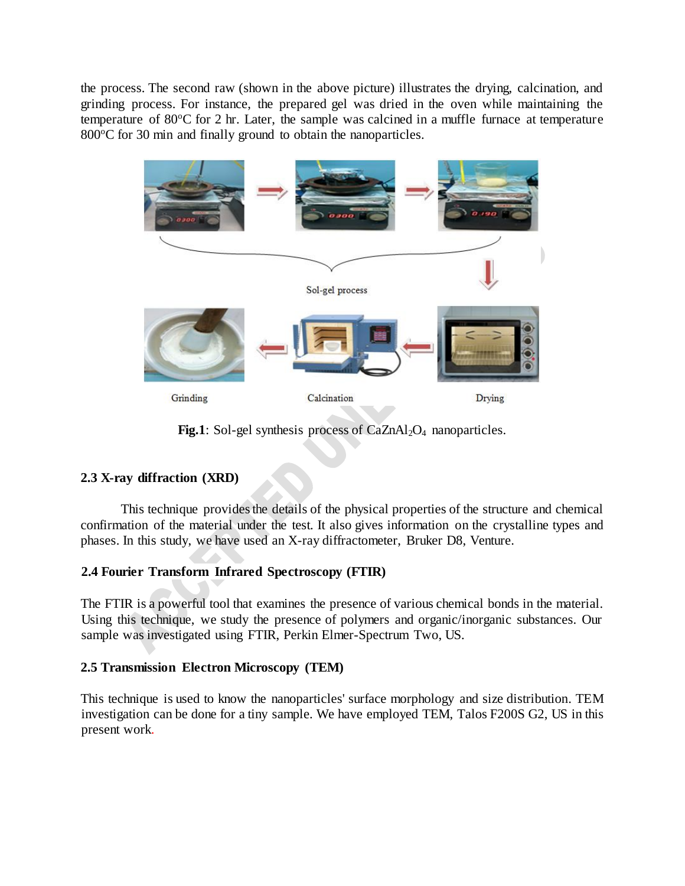the process. The second raw (shown in the above picture) illustrates the drying, calcination, and grinding process. For instance, the prepared gel was dried in the oven while maintaining the temperature of 80°C for 2 hr. Later, the sample was calcined in a muffle furnace at temperature 800°C for 30 min and finally ground to obtain the nanoparticles.

**Fig.1**: Sol-gel synthesis process of $CaZnAl_2O_4$ nanoparticles.

### 2.3 X-ray diffraction (XRD)

This technique provides the details of the physical properties of the structure and chemical confirmation of the material under the test. It also gives information on the crystalline types and phases. In this study, we have used an X-ray diffractometer, Bruker D8, Venture.

### 2.4 Fourier Transform Infrared Spectroscopy (FTIR)

The FTIR is a powerful tool that examines the presence of various chemical bonds in the material. Using this technique, we study the presence of polymers and organic/inorganic substances. Our sample was investigated using FTIR, Perkin Elmer-Spectrum Two, US.

### 2.5 Transmission Electron Microscopy (TEM)

This technique is used to know the nanoparticles' surface morphology and size distribution. TEM investigation can be done for a tiny sample. We have employed TEM, Talos F200S G2, US in this present work.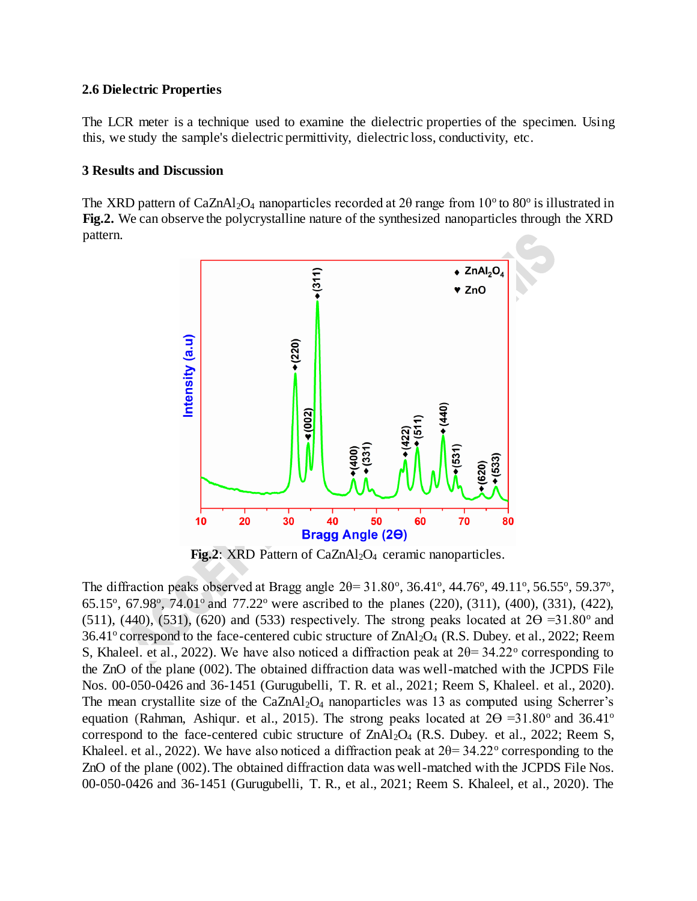### 2.6 Dielectric Properties

The LCR meter is a technique used to examine the dielectric properties of the specimen. Using this, we study the sample's dielectric permittivity, dielectric loss, conductivity, etc.

## 3 Results and Discussion

The XRD pattern of $CaZnAl_2O_4$ nanoparticles recorded at 2θ range from 10° to 80° is illustrated in **Fig.2.** We can observe the polycrystalline nature of the synthesized nanoparticles through the XRD pattern.

**Fig.2**: XRD Pattern of $CaZnAl_2O_4$ ceramic nanoparticles.

The diffraction peaks observed at Bragg angle 2θ= 31.80°, 36.41°, 44.76°, 49.11°, 56.55°, 59.37°, 65.15°, 67.98°, 74.01° and 77.22° were ascribed to the planes (220), (311), (400), (331), (422), (511), (440), (531), (620) and (533) respectively. The strong peaks located at 2Θ =31.80° and 36.41° correspond to the face-centered cubic structure of $ZnAl_2O_4$ (R.S. Dubey. et al., 2022; Reem S, Khaleel. et al., 2022). We have also noticed a diffraction peak at 2θ= 34.22° corresponding to the ZnO of the plane (002). The obtained diffraction data was well-matched with the JCPDS File Nos. 00-050-0426 and 36-1451 (Gurugubelli, T. R. et al., 2021; Reem S, Khaleel. et al., 2020). The mean crystallite size of the $CaZnAl_2O_4$ nanoparticles was 13 as computed using Scherrer's equation (Rahman, Ashiqur. et al., 2015). The strong peaks located at 2Θ =31.80° and 36.41° correspond to the face-centered cubic structure of $ZnAl_2O_4$ (R.S. Dubey. et al., 2022; Reem S, Khaleel. et al., 2022). We have also noticed a diffraction peak at 2θ= 34.22° corresponding to the ZnO of the plane (002). The obtained diffraction data was well-matched with the JCPDS File Nos. 00-050-0426 and 36-1451 (Gurugubelli, T. R., et al., 2021; Reem S. Khaleel, et al., 2020). The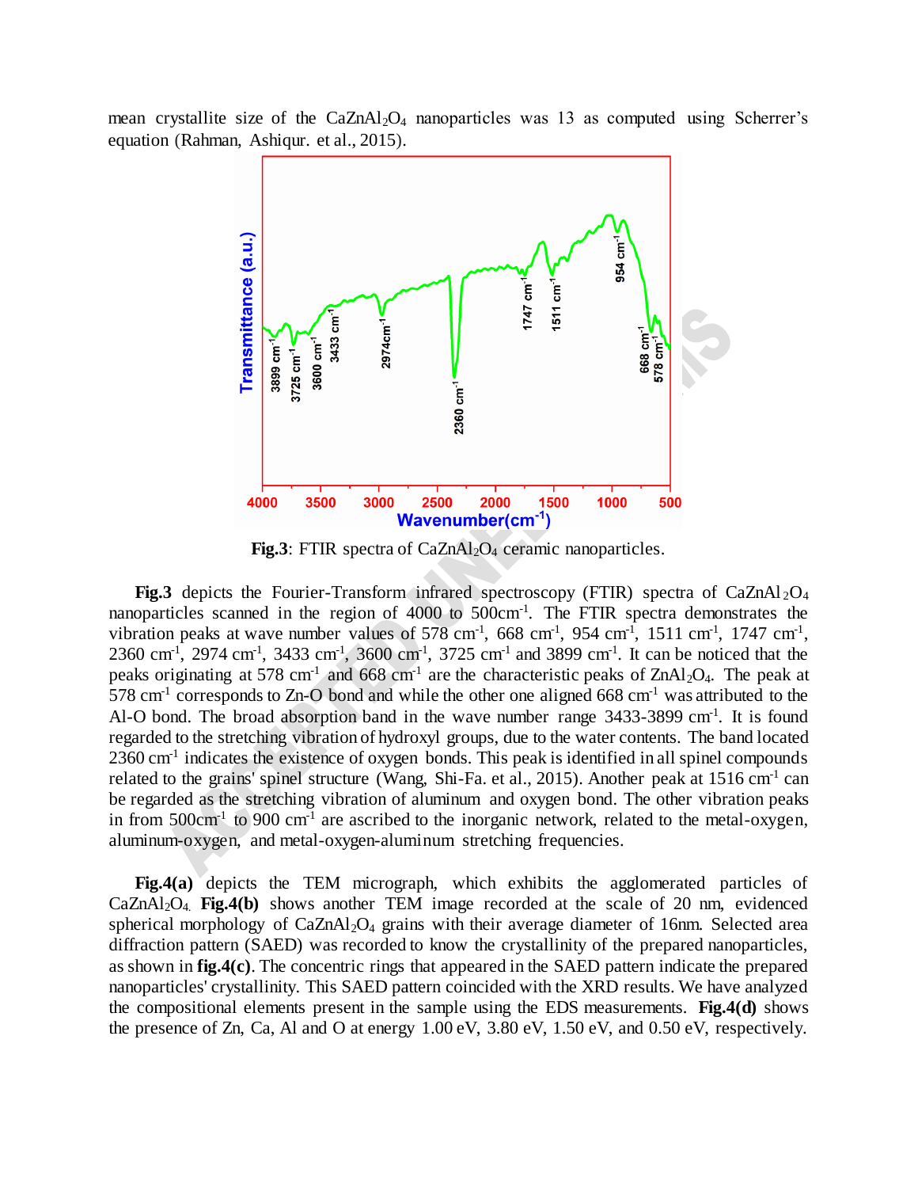mean crystallite size of the $CaZnAl_2O_4$ nanoparticles was 13 as computed using Scherrer's equation (Rahman, Ashiqur. et al., 2015).

**Fig.3**: FTIR spectra of $CaZnAl_2O_4$ ceramic nanoparticles.

**Fig.3** depicts the Fourier-Transform infrared spectroscopy (FTIR) spectra of $CaZnAl_2O_4$ nanoparticles scanned in the region of 4000 to 500cm$^{-1}$. The FTIR spectra demonstrates the vibration peaks at wave number values of 578 cm$^{-1}$, 668 cm$^{-1}$, 954 cm$^{-1}$, 1511 cm$^{-1}$, 1747 cm$^{-1}$, 2360 cm$^{-1}$, 2974 cm$^{-1}$, 3433 cm$^{-1}$, 3600 cm$^{-1}$, 3725 cm$^{-1}$ and 3899 cm$^{-1}$. It can be noticed that the peaks originating at 578 cm$^{-1}$ and 668 cm$^{-1}$ are the characteristic peaks of $ZnAl_2O_4$. The peak at 578 cm$^{-1}$ corresponds to Zn-O bond and while the other one aligned 668 cm$^{-1}$ was attributed to the Al-O bond. The broad absorption band in the wave number range 3433-3899 cm$^{-1}$. It is found regarded to the stretching vibration of hydroxyl groups, due to the water contents. The band located 2360 cm$^{-1}$ indicates the existence of oxygen bonds. This peak is identified in all spinel compounds related to the grains' spinel structure (Wang, Shi-Fa. et al., 2015). Another peak at 1516 cm$^{-1}$ can be regarded as the stretching vibration of aluminum and oxygen bond. The other vibration peaks in from 500cm$^{-1}$ to 900 cm$^{-1}$ are ascribed to the inorganic network, related to the metal-oxygen, aluminum-oxygen, and metal-oxygen-aluminum stretching frequencies.

**Fig.4(a)** depicts the TEM micrograph, which exhibits the agglomerated particles of $CaZnAl_2O_4$. **Fig.4(b)** shows another TEM image recorded at the scale of 20 nm, evidenced spherical morphology of $CaZnAl_2O_4$ grains with their average diameter of 16nm. Selected area diffraction pattern (SAED) was recorded to know the crystallinity of the prepared nanoparticles, as shown in **fig.4(c)**. The concentric rings that appeared in the SAED pattern indicate the prepared nanoparticles' crystallinity. This SAED pattern coincided with the XRD results. We have analyzed the compositional elements present in the sample using the EDS measurements. **Fig.4(d)** shows the presence of Zn, Ca, Al and O at energy 1.00 eV, 3.80 eV, 1.50 eV, and 0.50 eV, respectively.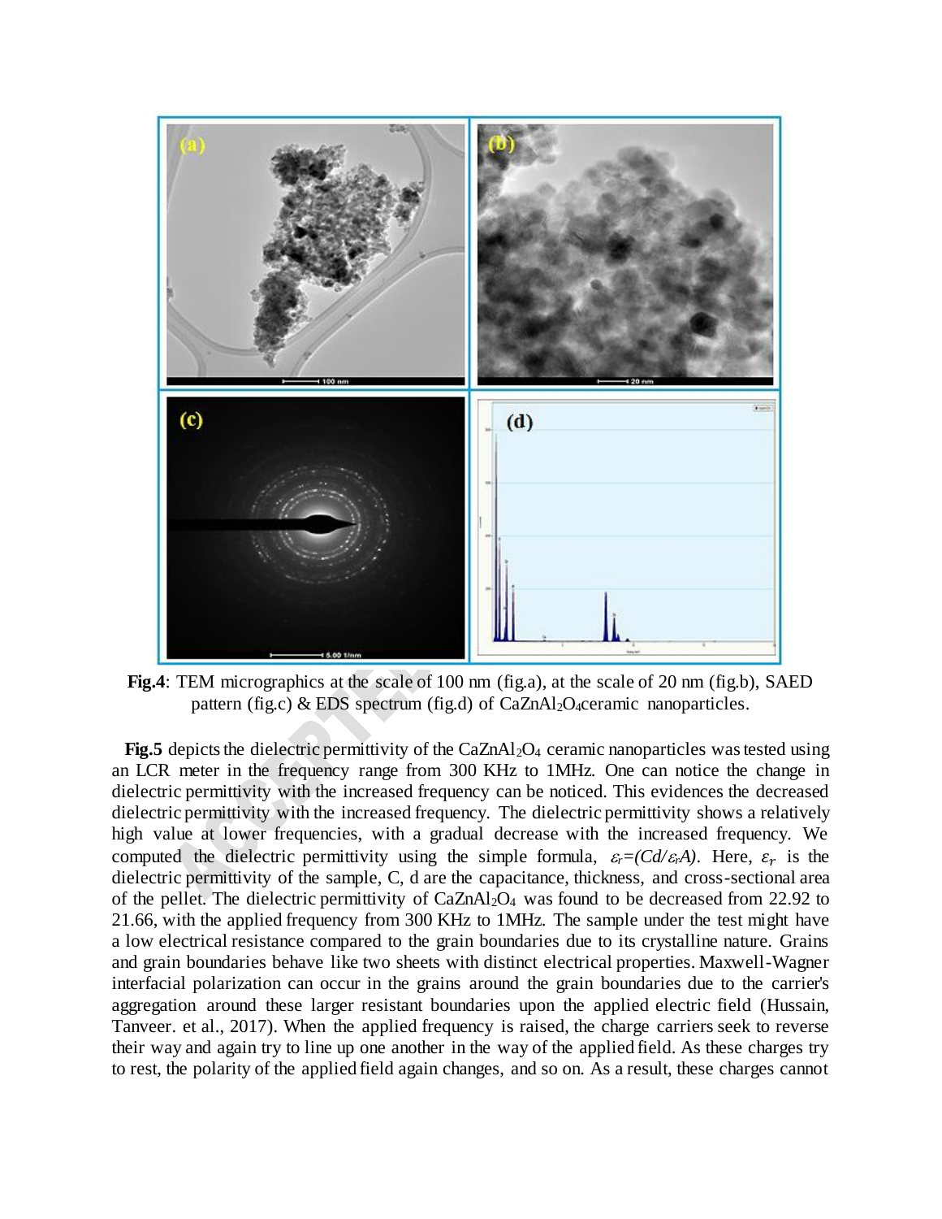**Fig.4**: TEM micrographics at the scale of 100 nm (fig.a), at the scale of 20 nm (fig.b), SAED pattern (fig.c) & EDS spectrum (fig.d) of $CaZnAl_2O_4$ceramic nanoparticles.

**Fig.5** depicts the dielectric permittivity of the $CaZnAl_2O_4$ ceramic nanoparticles was tested using an LCR meter in the frequency range from 300 KHz to 1MHz. One can notice the change in dielectric permittivity with the increased frequency can be noticed. This evidences the decreased dielectric permittivity with the increased frequency. The dielectric permittivity shows a relatively high value at lower frequencies, with a gradual decrease with the increased frequency. We computed the dielectric permittivity using the simple formula, $\varepsilon_r=(Cd/\varepsilon_r A)$. Here, $\varepsilon_r$ is the dielectric permittivity of the sample, C, d are the capacitance, thickness, and cross-sectional area of the pellet. The dielectric permittivity of $CaZnAl_2O_4$ was found to be decreased from 22.92 to 21.66, with the applied frequency from 300 KHz to 1MHz. The sample under the test might have a low electrical resistance compared to the grain boundaries due to its crystalline nature. Grains and grain boundaries behave like two sheets with distinct electrical properties. Maxwell-Wagner interfacial polarization can occur in the grains around the grain boundaries due to the carrier's aggregation around these larger resistant boundaries upon the applied electric field (Hussain, Tanveer. et al., 2017). When the applied frequency is raised, the charge carriers seek to reverse their way and again try to line up one another in the way of the applied field. As these charges try to rest, the polarity of the applied field again changes, and so on. As a result, these charges cannot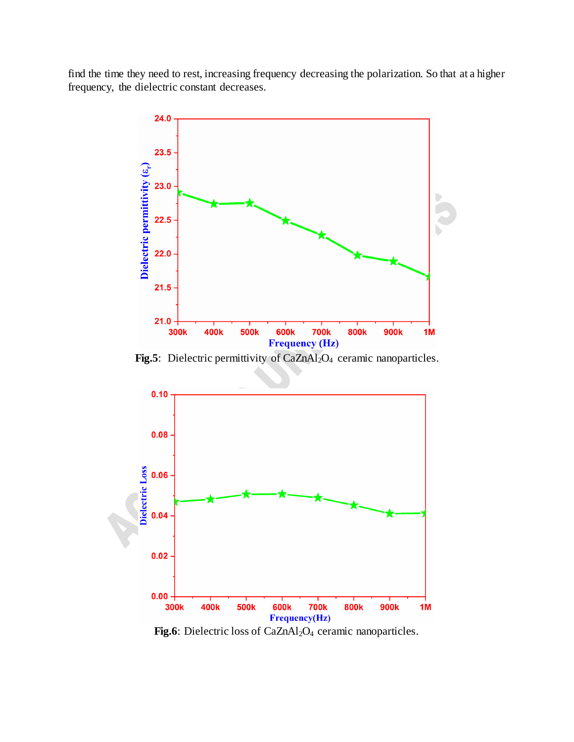find the time they need to rest, increasing frequency decreasing the polarization. So that at a higher frequency, the dielectric constant decreases.

**Fig.5**: Dielectric permittivity of $CaZnAl_2O_4$ ceramic nanoparticles.

**Fig.6**: Dielectric loss of $CaZnAl_2O_4$ ceramic nanoparticles.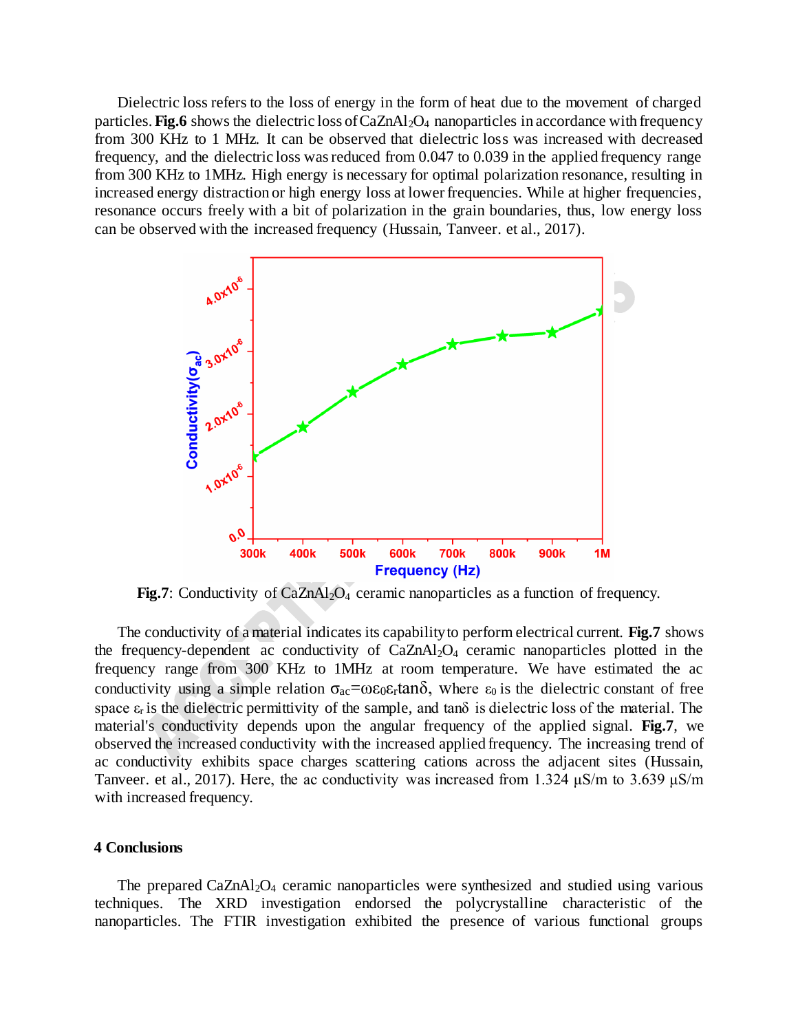Dielectric loss refers to the loss of energy in the form of heat due to the movement of charged particles. **Fig.6** shows the dielectric loss of $CaZnAl_2O_4$ nanoparticles in accordance with frequency from 300 KHz to 1 MHz. It can be observed that dielectric loss was increased with decreased frequency, and the dielectric loss was reduced from 0.047 to 0.039 in the applied frequency range from 300 KHz to 1MHz. High energy is necessary for optimal polarization resonance, resulting in increased energy distraction or high energy loss at lower frequencies. While at higher frequencies, resonance occurs freely with a bit of polarization in the grain boundaries, thus, low energy loss can be observed with the increased frequency (Hussain, Tanveer. et al., 2017).

**Fig.7**: Conductivity of $CaZnAl_2O_4$ ceramic nanoparticles as a function of frequency.

The conductivity of a material indicates its capability to perform electrical current. **Fig.7** shows the frequency-dependent ac conductivity of $CaZnAl_2O_4$ ceramic nanoparticles plotted in the frequency range from 300 KHz to 1MHz at room temperature. We have estimated the ac conductivity using a simple relation $\sigma_{ac}=\omega\varepsilon_0\varepsilon_r\tan\delta$, where $\varepsilon_0$ is the dielectric constant of free space $\varepsilon_r$ is the dielectric permittivity of the sample, and $\tan\delta$ is dielectric loss of the material. The material's conductivity depends upon the angular frequency of the applied signal. **Fig.7**, we observed the increased conductivity with the increased applied frequency. The increasing trend of ac conductivity exhibits space charges scattering cations across the adjacent sites (Hussain, Tanveer. et al., 2017). Here, the ac conductivity was increased from 1.324 μS/m to 3.639 μS/m with increased frequency.

## 4 Conclusions

The prepared $CaZnAl_2O_4$ ceramic nanoparticles were synthesized and studied using various techniques. The XRD investigation endorsed the polycrystalline characteristic of the nanoparticles. The FTIR investigation exhibited the presence of various functional groups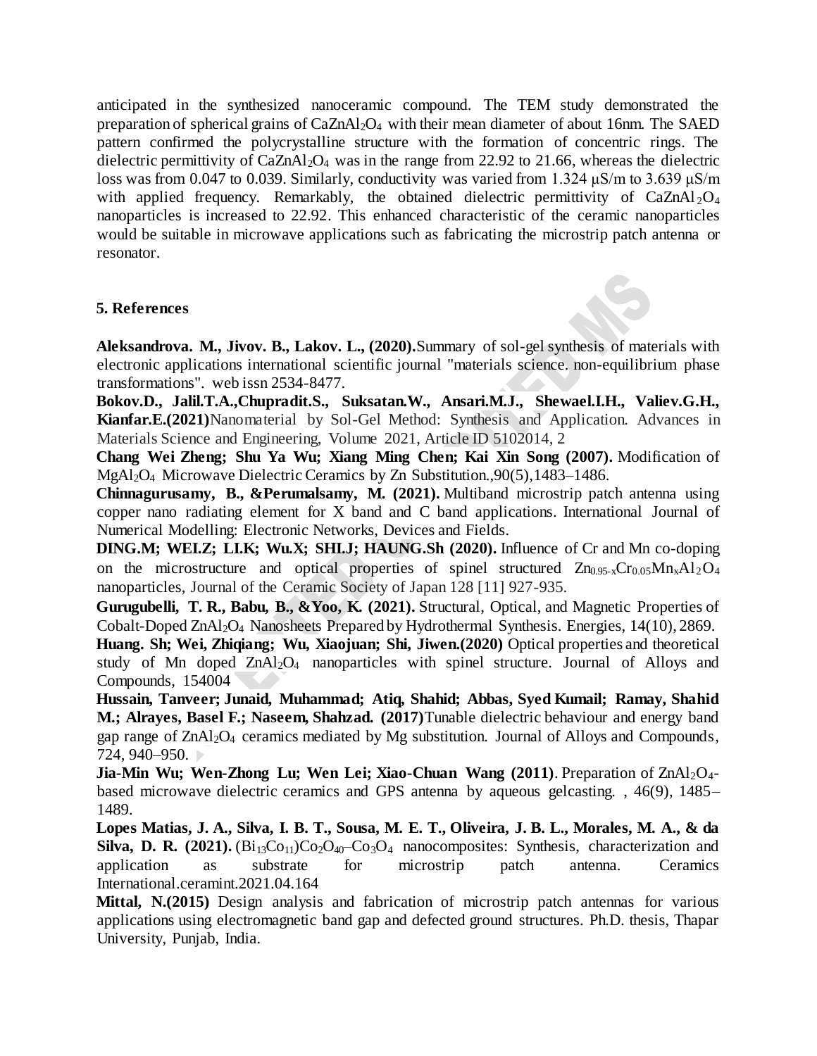anticipated in the synthesized nanoceramic compound. The TEM study demonstrated the preparation of spherical grains of $CaZnAl_2O_4$ with their mean diameter of about 16nm. The SAED pattern confirmed the polycrystalline structure with the formation of concentric rings. The dielectric permittivity of $CaZnAl_2O_4$ was in the range from 22.92 to 21.66, whereas the dielectric loss was from 0.047 to 0.039. Similarly, conductivity was varied from 1.324 μS/m to 3.639 μS/m with applied frequency. Remarkably, the obtained dielectric permittivity of $CaZnAl_2O_4$ nanoparticles is increased to 22.92. This enhanced characteristic of the ceramic nanoparticles would be suitable in microwave applications such as fabricating the microstrip patch antenna or resonator.

## 5. References

**Aleksandrova. M., Jivov. B., Lakov. L., (2020).** Summary of sol-gel synthesis of materials with electronic applications international scientific journal "materials science. non-equilibrium phase transformations". web issn 2534-8477.

**Bokov.D., Jalil.T.A.,Chupradit.S., Suksatan.W., Ansari.M.J., Shewael.I.H., Valiev.G.H., Kianfar.E.(2021)** Nanomaterial by Sol-Gel Method: Synthesis and Application. Advances in Materials Science and Engineering, Volume 2021, Article ID 5102014, 2

**Chang Wei Zheng; Shu Ya Wu; Xiang Ming Chen; Kai Xin Song (2007).** Modification of $MgAl_2O_4$ Microwave Dielectric Ceramics by Zn Substitution.,90(5),1483–1486.

**Chinnagurusamy, B., &Perumalsamy, M. (2021).** Multiband microstrip patch antenna using copper nano radiating element for X band and C band applications. International Journal of Numerical Modelling: Electronic Networks, Devices and Fields.

**DING.M; WEI.Z; LI.K; Wu.X; SHI.J; HAUNG.Sh (2020).** Influence of Cr and Mn co-doping on the microstructure and optical properties of spinel structured $Zn_{0.95-x}Cr_{0.05}Mn_xAl_2O_4$ nanoparticles, Journal of the Ceramic Society of Japan 128 [11] 927-935.

**Gurugubelli, T. R., Babu, B., &Yoo, K. (2021).** Structural, Optical, and Magnetic Properties of Cobalt-Doped $ZnAl_2O_4$ Nanosheets Prepared by Hydrothermal Synthesis. Energies, 14(10), 2869.

**Huang. Sh; Wei, Zhiqiang; Wu, Xiaojuan; Shi, Jiwen.(2020)** Optical properties and theoretical study of Mn doped $ZnAl_2O_4$ nanoparticles with spinel structure. Journal of Alloys and Compounds, 154004

**Hussain, Tanveer; Junaid, Muhammad; Atiq, Shahid; Abbas, Syed Kumail; Ramay, Shahid M.; Alrayes, Basel F.; Naseem, Shahzad. (2017)** Tunable dielectric behaviour and energy band gap range of $ZnAl_2O_4$ ceramics mediated by Mg substitution. Journal of Alloys and Compounds, 724, 940–950.

**Jia-Min Wu; Wen-Zhong Lu; Wen Lei; Xiao-Chuan Wang (2011)**. Preparation of $ZnAl_2O_4$-based microwave dielectric ceramics and GPS antenna by aqueous gelcasting. , 46(9), 1485–1489.

**Lopes Matias, J. A., Silva, I. B. T., Sousa, M. E. T., Oliveira, J. B. L., Morales, M. A., & da Silva, D. R. (2021).** $(Bi_{13}Co_{11})Co_2O_{40}$–$Co_3O_4$ nanocomposites: Synthesis, characterization and application as substrate for microstrip patch antenna. Ceramics International.ceramint.2021.04.164

**Mittal, N.(2015)** Design analysis and fabrication of microstrip patch antennas for various applications using electromagnetic band gap and defected ground structures. Ph.D. thesis, Thapar University, Punjab, India.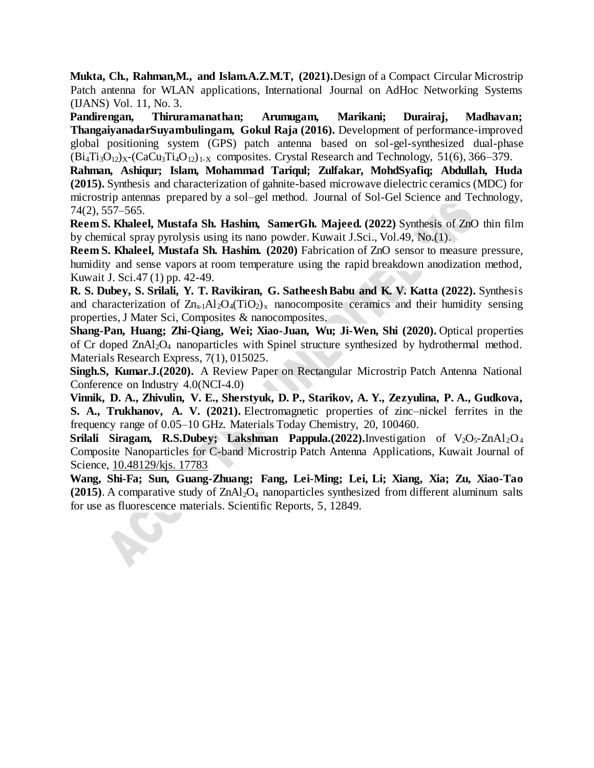**Mukta, Ch., Rahman,M., and Islam.A.Z.M.T, (2021).**Design of a Compact Circular Microstrip Patch antenna for WLAN applications, International Journal on AdHoc Networking Systems (IJANS) Vol. 11, No. 3.

**Pandirengan, Thiruramanathan; Arumugam, Marikani; Durairaj, Madhavan; ThangaiyanadarSuyambulingam, Gokul Raja (2016).** Development of performance-improved global positioning system (GPS) patch antenna based on sol-gel-synthesized dual-phase $(Bi_4Ti_3O_{12})_X$-$(CaCu_3Ti_4O_{12})_{1-X}$ composites. Crystal Research and Technology, 51(6), 366–379.

**Rahman, Ashiqur; Islam, Mohammad Tariqul; Zulfakar, MohdSyafiq; Abdullah, Huda (2015).** Synthesis and characterization of gahnite-based microwave dielectric ceramics (MDC) for microstrip antennas prepared by a sol–gel method. Journal of Sol-Gel Science and Technology, 74(2), 557–565.

**Reem S. Khaleel, Mustafa Sh. Hashim, SamerGh. Majeed. (2022)** Synthesis of ZnO thin film by chemical spray pyrolysis using its nano powder. Kuwait J.Sci., Vol.49, No.(1).

**Reem S. Khaleel, Mustafa Sh. Hashim. (2020)** Fabrication of ZnO sensor to measure pressure, humidity and sense vapors at room temperature using the rapid breakdown anodization method, Kuwait J. Sci.47 (1) pp. 42-49.

**R. S. Dubey, S. Srilali, Y. T. Ravikiran, G. Satheesh Babu and K. V. Katta (2022).** Synthesis and characterization of $Zn_{x-1}Al_2O_4(TiO_2)_x$ nanocomposite ceramics and their humidity sensing properties, J Mater Sci, Composites & nanocomposites.

**Shang-Pan, Huang; Zhi-Qiang, Wei; Xiao-Juan, Wu; Ji-Wen, Shi (2020).** Optical properties of Cr doped $ZnAl_2O_4$ nanoparticles with Spinel structure synthesized by hydrothermal method. Materials Research Express, 7(1), 015025.

**Singh.S, Kumar.J.(2020).** A Review Paper on Rectangular Microstrip Patch Antenna National Conference on Industry 4.0(NCI-4.0)

**Vinnik, D. A., Zhivulin, V. E., Sherstyuk, D. P., Starikov, A. Y., Zezyulina, P. A., Gudkova, S. A., Trukhanov, A. V. (2021).** Electromagnetic properties of zinc–nickel ferrites in the frequency range of 0.05–10 GHz. Materials Today Chemistry, 20, 100460.

**Srilali Siragam, R.S.Dubey; Lakshman Pappula.(2022).**Investigation of $V_2O_5$-$ZnAl_2O_4$ Composite Nanoparticles for C-band Microstrip Patch Antenna Applications, Kuwait Journal of Science, 10.48129/kjs. 17783

**Wang, Shi-Fa; Sun, Guang-Zhuang; Fang, Lei-Ming; Lei, Li; Xiang, Xia; Zu, Xiao-Tao (2015)**. A comparative study of $ZnAl_2O_4$ nanoparticles synthesized from different aluminum salts for use as fluorescence materials. Scientific Reports, 5, 12849.